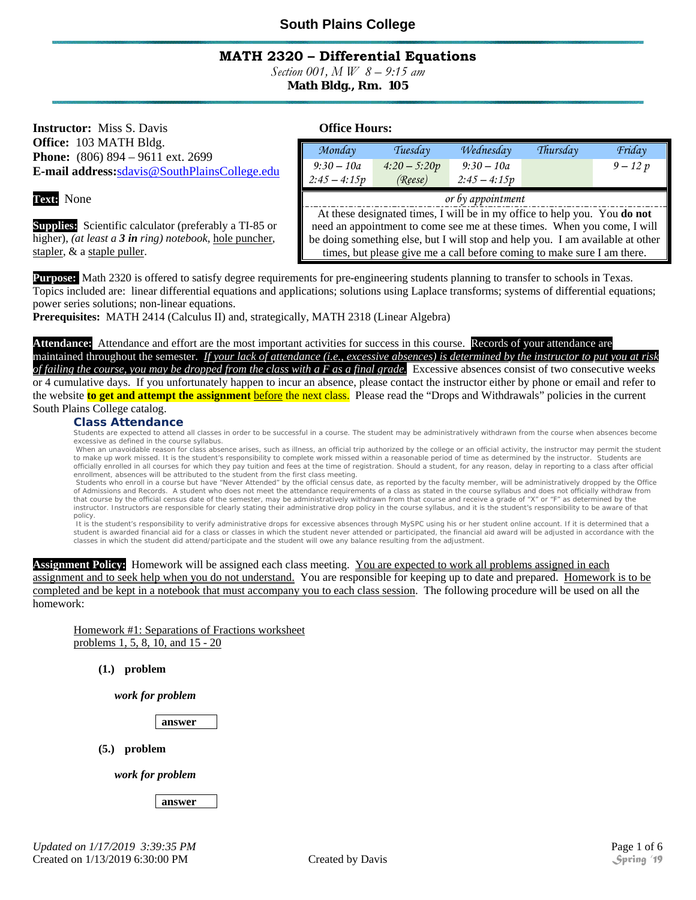# South Plains College

## MATH 2320 – Differential Equations

*Section 001, M W 8 – 9:15 am*

**Math Bldg., Rm. 105**

**Instructor:** Miss S. Davis
**Office:** 103 MATH Bldg.
**Phone:** (806) 894 – 9611 ext. 2699
**E-mail address:** sdavis@SouthPlainsCollege.edu

**Text:** None

**Supplies:** Scientific calculator (preferably a TI-85 or higher), *(at least a* ***3 in*** *ring) notebook*, hole puncher, stapler, & a staple puller.

**Office Hours:**

| Monday | Tuesday | Wednesday | Thursday | Friday |
|---|---|---|---|---|
| 9:30 – 10a<br>2:45 – 4:15p | 4:20 – 5:20p<br>(Reese) | 9:30 – 10a<br>2:45 – 4:15p | | 9 – 12 p |

*or by appointment*

At these designated times, I will be in my office to help you. You **do not** need an appointment to come see me at these times. When you come, I will be doing something else, but I will stop and help you. I am available at other times, but please give me a call before coming to make sure I am there.

**Purpose:** Math 2320 is offered to satisfy degree requirements for pre-engineering students planning to transfer to schools in Texas. Topics included are: linear differential equations and applications; solutions using Laplace transforms; systems of differential equations; power series solutions; non-linear equations.

**Prerequisites:** MATH 2414 (Calculus II) and, strategically, MATH 2318 (Linear Algebra)

**Attendance:** Attendance and effort are the most important activities for success in this course. Records of your attendance are maintained throughout the semester. *If your lack of attendance (i.e., excessive absences) is determined by the instructor to put you at risk of failing the course, you may be dropped from the class with a F as a final grade.* Excessive absences consist of two consecutive weeks or 4 cumulative days. If you unfortunately happen to incur an absence, please contact the instructor either by phone or email and refer to the website **to get and attempt the assignment** before the next class. Please read the "Drops and Withdrawals" policies in the current South Plains College catalog.

### Class Attendance

Students are expected to attend all classes in order to be successful in a course. The student may be administratively withdrawn from the course when absences become excessive as defined in the course syllabus.

When an unavoidable reason for class absence arises, such as illness, an official trip authorized by the college or an official activity, the instructor may permit the student to make up work missed. It is the student's responsibility to complete work missed within a reasonable period of time as determined by the instructor. Students are officially enrolled in all courses for which they pay tuition and fees at the time of registration. Should a student, for any reason, delay in reporting to a class after official enrollment, absences will be attributed to the student from the first class meeting.

Students who enroll in a course but have "Never Attended" by the official census date, as reported by the faculty member, will be administratively dropped by the Office of Admissions and Records. A student who does not meet the attendance requirements of a class as stated in the course syllabus and does not officially withdraw from that course by the official census date of the semester, may be administratively withdrawn from that course and receive a grade of "X" or "F" as determined by the instructor. Instructors are responsible for clearly stating their administrative drop policy in the course syllabus, and it is the student's responsibility to be aware of that policy.

It is the student's responsibility to verify administrative drops for excessive absences through MySPC using his or her student online account. If it is determined that a student is awarded financial aid for a class or classes in which the student never attended or participated, the financial aid award will be adjusted in accordance with the classes in which the student did attend/participate and the student will owe any balance resulting from the adjustment.

**Assignment Policy:** Homework will be assigned each class meeting. You are expected to work all problems assigned in each assignment and to seek help when you do not understand. You are responsible for keeping up to date and prepared. Homework is to be completed and be kept in a notebook that must accompany you to each class session. The following procedure will be used on all the homework:

Homework #1: Separations of Fractions worksheet
problems 1, 5, 8, 10, and 15 - 20

**(1.) problem**

***work for problem***

**answer**

**(5.) problem**

***work for problem***

**answer**

*Updated on 1/17/2019 3:39:35 PM*
Created on 1/13/2019 6:30:00 PM

Created by Davis

Spring '19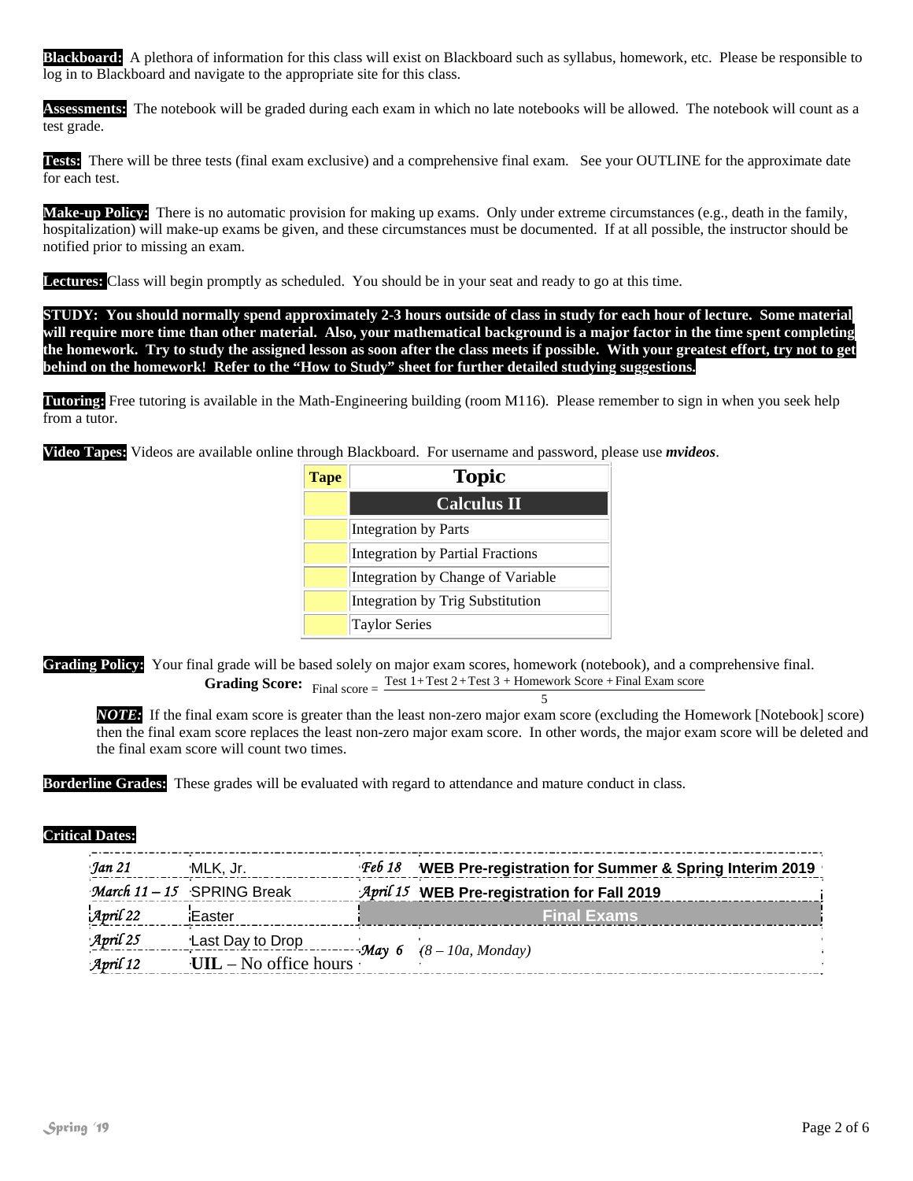**Blackboard:** A plethora of information for this class will exist on Blackboard such as syllabus, homework, etc. Please be responsible to log in to Blackboard and navigate to the appropriate site for this class.

**Assessments:** The notebook will be graded during each exam in which no late notebooks will be allowed. The notebook will count as a test grade.

**Tests:** There will be three tests (final exam exclusive) and a comprehensive final exam. See your OUTLINE for the approximate date for each test.

**Make-up Policy:** There is no automatic provision for making up exams. Only under extreme circumstances (e.g., death in the family, hospitalization) will make-up exams be given, and these circumstances must be documented. If at all possible, the instructor should be notified prior to missing an exam.

**Lectures:** Class will begin promptly as scheduled. You should be in your seat and ready to go at this time.

**STUDY: You should normally spend approximately 2-3 hours outside of class in study for each hour of lecture. Some material will require more time than other material. Also, your mathematical background is a major factor in the time spent completing the homework. Try to study the assigned lesson as soon after the class meets if possible. With your greatest effort, try not to get behind on the homework! Refer to the "How to Study" sheet for further detailed studying suggestions.**

**Tutoring:** Free tutoring is available in the Math-Engineering building (room M116). Please remember to sign in when you seek help from a tutor.

**Video Tapes:** Videos are available online through Blackboard. For username and password, please use ***mvideos***.

| Tape | Topic |
|---|---|
| | **Calculus II** |
| | Integration by Parts |
| | Integration by Partial Fractions |
| | Integration by Change of Variable |
| | Integration by Trig Substitution |
| | Taylor Series |

**Grading Policy:** Your final grade will be based solely on major exam scores, homework (notebook), and a comprehensive final.

**Grading Score:** $\text{Final score} = \dfrac{\text{Test 1} + \text{Test 2} + \text{Test 3} + \text{Homework Score} + \text{Final Exam score}}{5}$

> ***NOTE:*** If the final exam score is greater than the least non-zero major exam score (excluding the Homework [Notebook] score) then the final exam score replaces the least non-zero major exam score. In other words, the major exam score will be deleted and the final exam score will count two times.

**Borderline Grades:** These grades will be evaluated with regard to attendance and mature conduct in class.

**Critical Dates:**

| | | | |
|---|---|---|---|
| *Jan 21* | MLK, Jr. | *Feb 18* | **WEB Pre-registration for Summer & Spring Interim 2019** |
| *March 11 – 15* | SPRING Break | *April 15* | **WEB Pre-registration for Fall 2019** |
| *April 22* | Easter | | **Final Exams** |
| *April 25* | Last Day to Drop | *May 6* | *(8 – 10a, Monday)* |
| *April 12* | **UIL** – No office hours | | |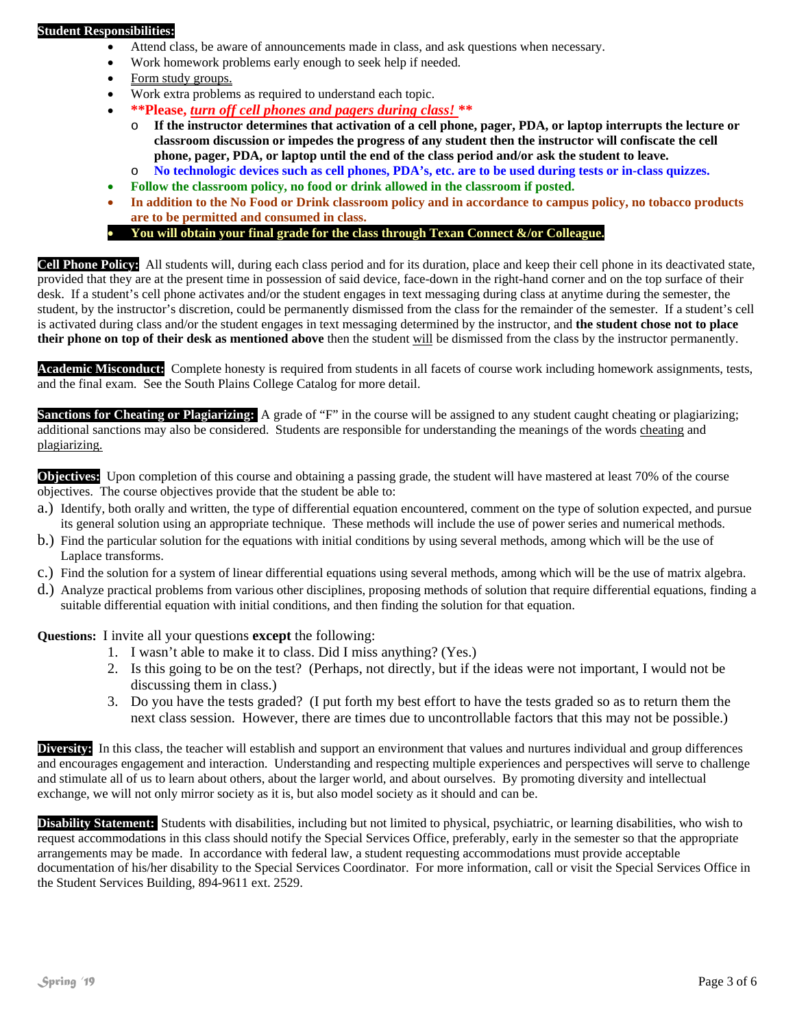**Student Responsibilities:**

- Attend class, be aware of announcements made in class, and ask questions when necessary.
- Work homework problems early enough to seek help if needed.
- Form study groups.
- Work extra problems as required to understand each topic.
- **\*\*Please, *turn off cell phones and pagers during class!* \*\***
  - **If the instructor determines that activation of a cell phone, pager, PDA, or laptop interrupts the lecture or classroom discussion or impedes the progress of any student then the instructor will confiscate the cell phone, pager, PDA, or laptop until the end of the class period and/or ask the student to leave.**
  - **No technologic devices such as cell phones, PDA's, etc. are to be used during tests or in-class quizzes.**
- **Follow the classroom policy, no food or drink allowed in the classroom if posted.**
- **In addition to the No Food or Drink classroom policy and in accordance to campus policy, no tobacco products are to be permitted and consumed in class.**
- **You will obtain your final grade for the class through Texan Connect &/or Colleague.**

**Cell Phone Policy:** All students will, during each class period and for its duration, place and keep their cell phone in its deactivated state, provided that they are at the present time in possession of said device, face-down in the right-hand corner and on the top surface of their desk. If a student's cell phone activates and/or the student engages in text messaging during class at anytime during the semester, the student, by the instructor's discretion, could be permanently dismissed from the class for the remainder of the semester. If a student's cell is activated during class and/or the student engages in text messaging determined by the instructor, and **the student chose not to place their phone on top of their desk as mentioned above** then the student will be dismissed from the class by the instructor permanently.

**Academic Misconduct:** Complete honesty is required from students in all facets of course work including homework assignments, tests, and the final exam. See the South Plains College Catalog for more detail.

**Sanctions for Cheating or Plagiarizing:** A grade of "F" in the course will be assigned to any student caught cheating or plagiarizing; additional sanctions may also be considered. Students are responsible for understanding the meanings of the words cheating and plagiarizing.

**Objectives:** Upon completion of this course and obtaining a passing grade, the student will have mastered at least 70% of the course objectives. The course objectives provide that the student be able to:

a.) Identify, both orally and written, the type of differential equation encountered, comment on the type of solution expected, and pursue its general solution using an appropriate technique. These methods will include the use of power series and numerical methods.

b.) Find the particular solution for the equations with initial conditions by using several methods, among which will be the use of Laplace transforms.

c.) Find the solution for a system of linear differential equations using several methods, among which will be the use of matrix algebra.

d.) Analyze practical problems from various other disciplines, proposing methods of solution that require differential equations, finding a suitable differential equation with initial conditions, and then finding the solution for that equation.

**Questions:** I invite all your questions **except** the following:

1. I wasn't able to make it to class. Did I miss anything? (Yes.)
2. Is this going to be on the test? (Perhaps, not directly, but if the ideas were not important, I would not be discussing them in class.)
3. Do you have the tests graded? (I put forth my best effort to have the tests graded so as to return them the next class session. However, there are times due to uncontrollable factors that this may not be possible.)

**Diversity:** In this class, the teacher will establish and support an environment that values and nurtures individual and group differences and encourages engagement and interaction. Understanding and respecting multiple experiences and perspectives will serve to challenge and stimulate all of us to learn about others, about the larger world, and about ourselves. By promoting diversity and intellectual exchange, we will not only mirror society as it is, but also model society as it should and can be.

**Disability Statement:** Students with disabilities, including but not limited to physical, psychiatric, or learning disabilities, who wish to request accommodations in this class should notify the Special Services Office, preferably, early in the semester so that the appropriate arrangements may be made. In accordance with federal law, a student requesting accommodations must provide acceptable documentation of his/her disability to the Special Services Coordinator. For more information, call or visit the Special Services Office in the Student Services Building, 894-9611 ext. 2529.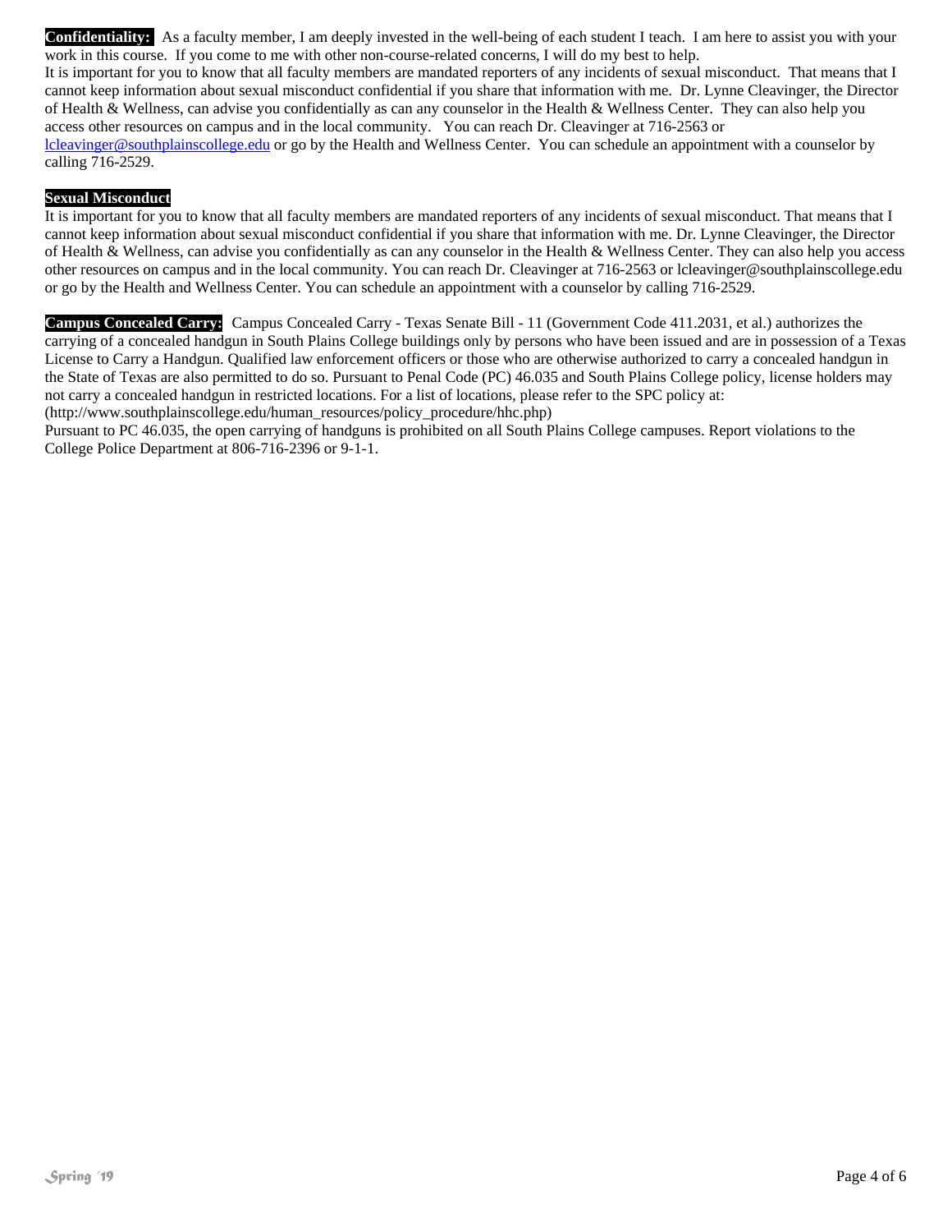**Confidentiality:** As a faculty member, I am deeply invested in the well-being of each student I teach. I am here to assist you with your work in this course. If you come to me with other non-course-related concerns, I will do my best to help.
It is important for you to know that all faculty members are mandated reporters of any incidents of sexual misconduct. That means that I cannot keep information about sexual misconduct confidential if you share that information with me. Dr. Lynne Cleavinger, the Director of Health & Wellness, can advise you confidentially as can any counselor in the Health & Wellness Center. They can also help you access other resources on campus and in the local community. You can reach Dr. Cleavinger at 716-2563 or lcleavinger@southplainscollege.edu or go by the Health and Wellness Center. You can schedule an appointment with a counselor by calling 716-2529.

**Sexual Misconduct**
It is important for you to know that all faculty members are mandated reporters of any incidents of sexual misconduct. That means that I cannot keep information about sexual misconduct confidential if you share that information with me. Dr. Lynne Cleavinger, the Director of Health & Wellness, can advise you confidentially as can any counselor in the Health & Wellness Center. They can also help you access other resources on campus and in the local community. You can reach Dr. Cleavinger at 716-2563 or lcleavinger@southplainscollege.edu or go by the Health and Wellness Center. You can schedule an appointment with a counselor by calling 716-2529.

**Campus Concealed Carry:** Campus Concealed Carry - Texas Senate Bill - 11 (Government Code 411.2031, et al.) authorizes the carrying of a concealed handgun in South Plains College buildings only by persons who have been issued and are in possession of a Texas License to Carry a Handgun. Qualified law enforcement officers or those who are otherwise authorized to carry a concealed handgun in the State of Texas are also permitted to do so. Pursuant to Penal Code (PC) 46.035 and South Plains College policy, license holders may not carry a concealed handgun in restricted locations. For a list of locations, please refer to the SPC policy at: (http://www.southplainscollege.edu/human_resources/policy_procedure/hhc.php)
Pursuant to PC 46.035, the open carrying of handguns is prohibited on all South Plains College campuses. Report violations to the College Police Department at 806-716-2396 or 9-1-1.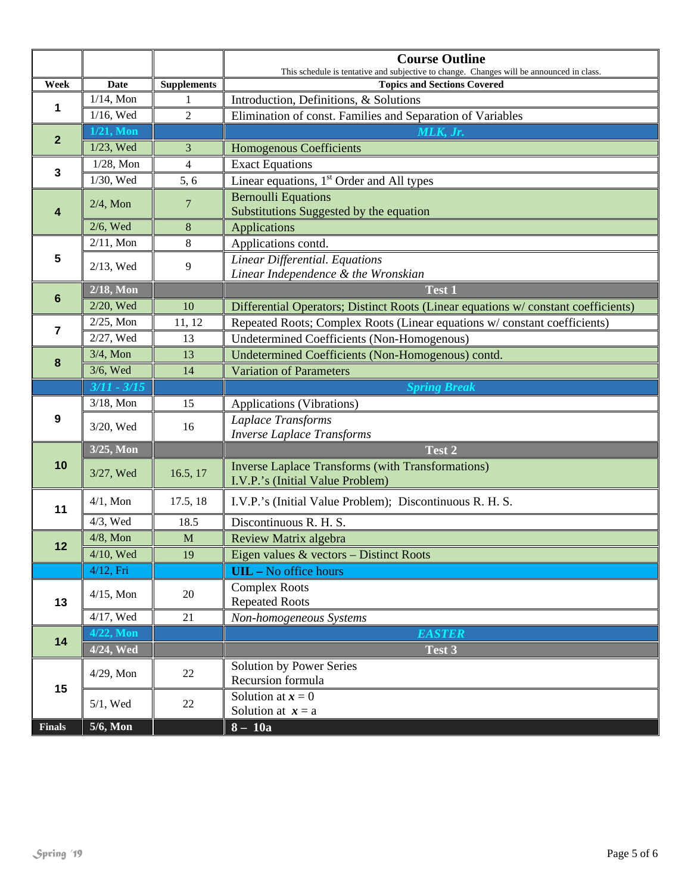## Course Outline

This schedule is tentative and subjective to change. Changes will be announced in class.

| Week | Date | Supplements | Topics and Sections Covered |
|---|---|---|---|
| 1 | 1/14, Mon | 1 | Introduction, Definitions, & Solutions |
| | 1/16, Wed | 2 | Elimination of const. Families and Separation of Variables |
| 2 | **1/21, Mon** | | ***MLK, Jr.*** |
| | 1/23, Wed | 3 | Homogenous Coefficients |
| 3 | 1/28, Mon | 4 | Exact Equations |
| | 1/30, Wed | 5, 6 | Linear equations, 1st Order and All types |
| 4 | 2/4, Mon | 7 | Bernoulli Equations<br>Substitutions Suggested by the equation |
| | 2/6, Wed | 8 | Applications |
| 5 | 2/11, Mon | 8 | Applications contd. |
| | 2/13, Wed | 9 | *Linear Differential. Equations*<br>*Linear Independence & the Wronskian* |
| 6 | **2/18, Mon** | | **Test 1** |
| | 2/20, Wed | 10 | Differential Operators; Distinct Roots (Linear equations w/ constant coefficients) |
| 7 | 2/25, Mon | 11, 12 | Repeated Roots; Complex Roots (Linear equations w/ constant coefficients) |
| | 2/27, Wed | 13 | Undetermined Coefficients (Non-Homogenous) |
| 8 | 3/4, Mon | 13 | Undetermined Coefficients (Non-Homogenous) contd. |
| | 3/6, Wed | 14 | Variation of Parameters |
| | ***3/11 - 3/15*** | | ***Spring Break*** |
| 9 | 3/18, Mon | 15 | Applications (Vibrations) |
| | 3/20, Wed | 16 | *Laplace Transforms*<br>*Inverse Laplace Transforms* |
| 10 | **3/25, Mon** | | **Test 2** |
| | 3/27, Wed | 16.5, 17 | Inverse Laplace Transforms (with Transformations)<br>I.V.P.'s (Initial Value Problem) |
| 11 | 4/1, Mon | 17.5, 18 | I.V.P.'s (Initial Value Problem); Discontinuous R. H. S. |
| | 4/3, Wed | 18.5 | Discontinuous R. H. S. |
| 12 | 4/8, Mon | M | Review Matrix algebra |
| | 4/10, Wed | 19 | Eigen values & vectors – Distinct Roots |
| | 4/12, Fri | | **UIL –** No office hours |
| 13 | 4/15, Mon | 20 | Complex Roots<br>Repeated Roots |
| | 4/17, Wed | 21 | *Non-homogeneous Systems* |
| 14 | **4/22, Mon** | | ***EASTER*** |
| | **4/24, Wed** | | **Test 3** |
| 15 | 4/29, Mon | 22 | Solution by Power Series<br>Recursion formula |
| | 5/1, Wed | 22 | Solution at $x = 0$<br>Solution at $x = a$ |
| **Finals** | **5/6, Mon** | | **8 – 10a** |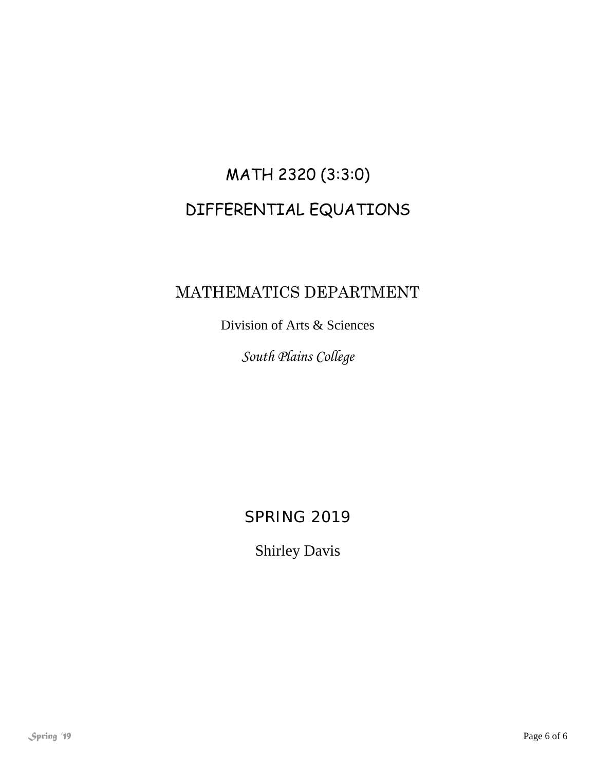# MATH 2320 (3:3:0)

# DIFFERENTIAL EQUATIONS

## MATHEMATICS DEPARTMENT

Division of Arts & Sciences

*South Plains College*

## SPRING 2019

Shirley Davis